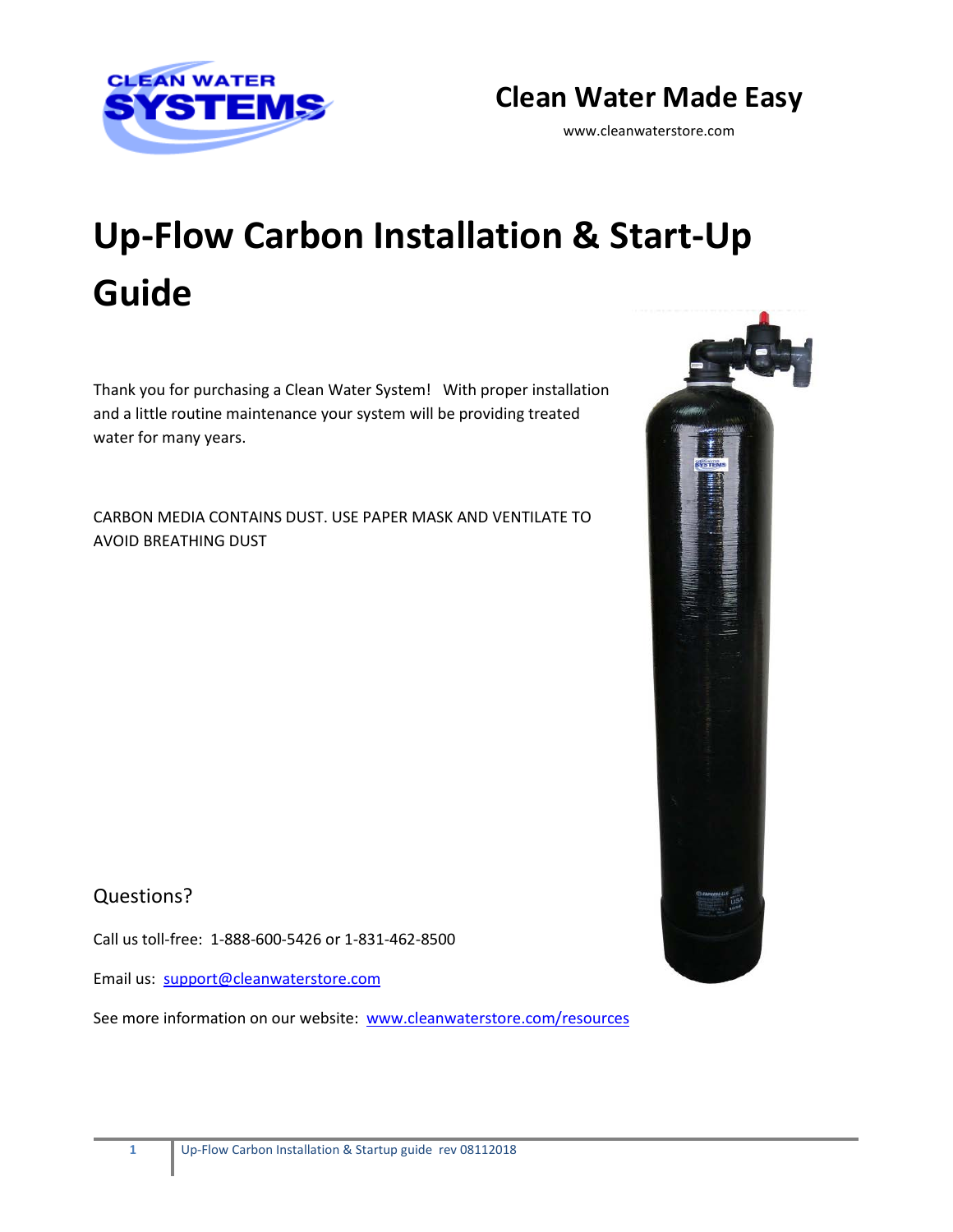CLEAN WATER SYSTEMS

## Clean Water Made Easy

www.cleanwaterstore.com

# Up-Flow Carbon Installation & Start-Up Guide

Thank you for purchasing a Clean Water System! With proper installation and a little routine maintenance your system will be providing treated water for many years.

CARBON MEDIA CONTAINS DUST. USE PAPER MASK AND VENTILATE TO AVOID BREATHING DUST

## Questions?

Call us toll-free: 1-888-600-5426 or 1-831-462-8500

Email us: support@cleanwaterstore.com

See more information on our website: www.cleanwaterstore.com/resources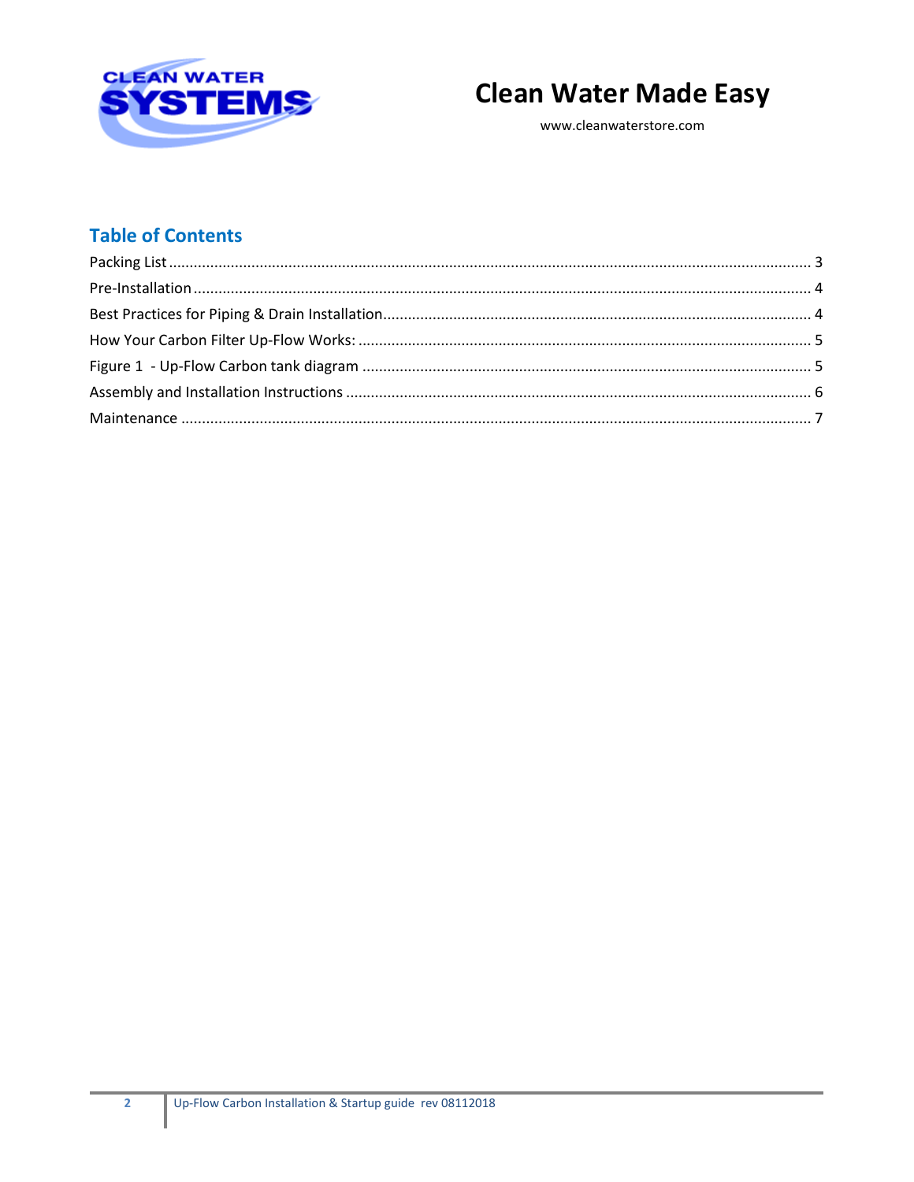CLEAN WATER SYSTEMS

# Clean Water Made Easy

www.cleanwaterstore.com

## Table of Contents

Packing List ........ 3
Pre-Installation ........ 4
Best Practices for Piping & Drain Installation ........ 4
How Your Carbon Filter Up-Flow Works: ........ 5
Figure 1 - Up-Flow Carbon tank diagram ........ 5
Assembly and Installation Instructions ........ 6
Maintenance ........ 7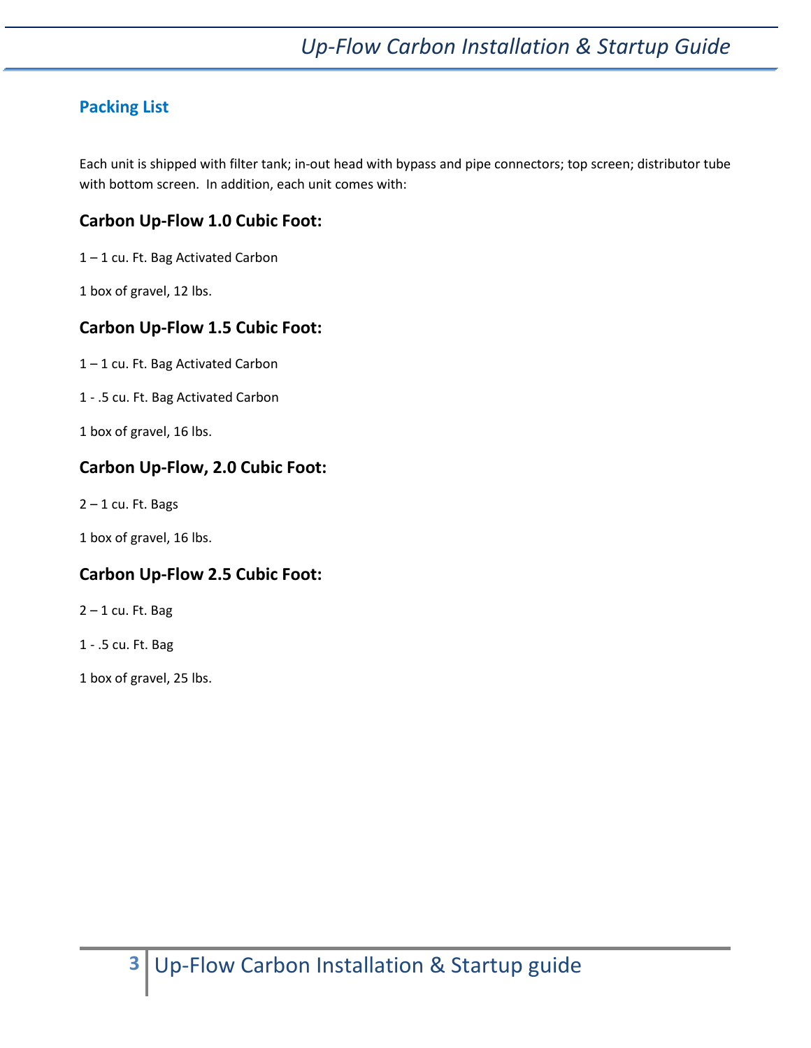## Packing List

Each unit is shipped with filter tank; in-out head with bypass and pipe connectors; top screen; distributor tube with bottom screen. In addition, each unit comes with:

### Carbon Up-Flow 1.0 Cubic Foot:

1 – 1 cu. Ft. Bag Activated Carbon

1 box of gravel, 12 lbs.

### Carbon Up-Flow 1.5 Cubic Foot:

1 – 1 cu. Ft. Bag Activated Carbon

1 - .5 cu. Ft. Bag Activated Carbon

1 box of gravel, 16 lbs.

### Carbon Up-Flow, 2.0 Cubic Foot:

2 – 1 cu. Ft. Bags

1 box of gravel, 16 lbs.

### Carbon Up-Flow 2.5 Cubic Foot:

2 – 1 cu. Ft. Bag

1 - .5 cu. Ft. Bag

1 box of gravel, 25 lbs.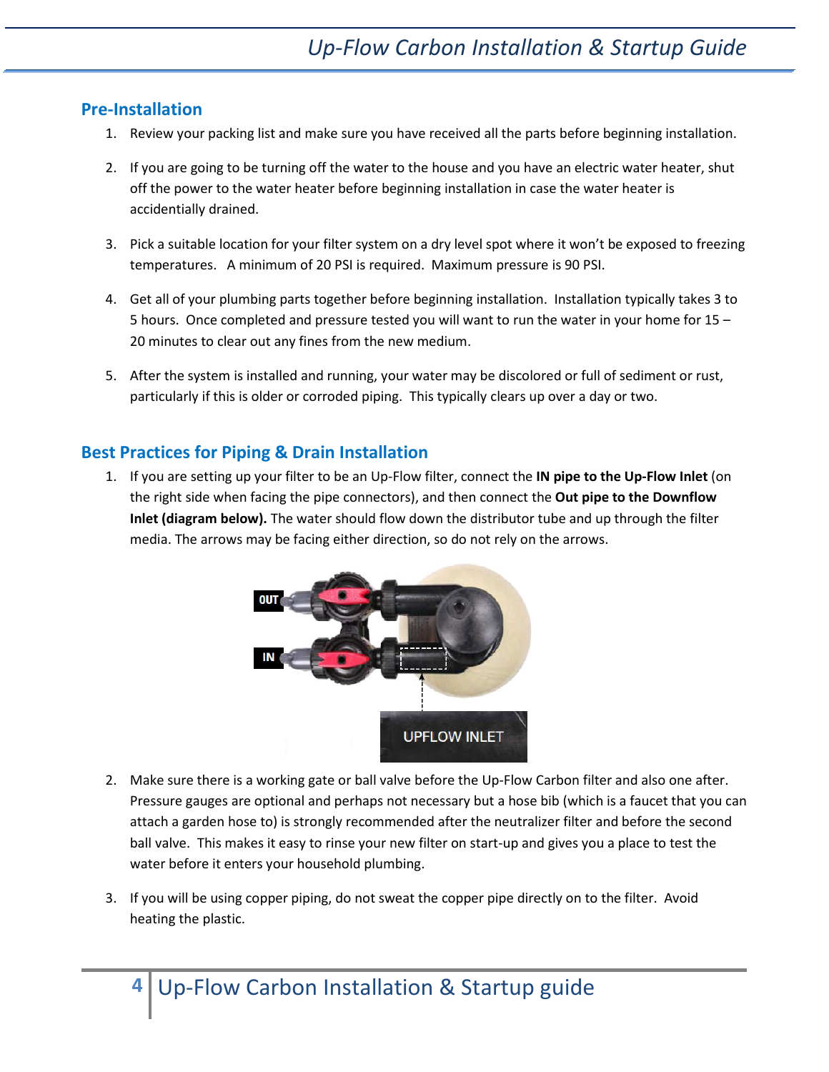## Pre-Installation

1. Review your packing list and make sure you have received all the parts before beginning installation.

2. If you are going to be turning off the water to the house and you have an electric water heater, shut off the power to the water heater before beginning installation in case the water heater is accidentially drained.

3. Pick a suitable location for your filter system on a dry level spot where it won't be exposed to freezing temperatures. A minimum of 20 PSI is required. Maximum pressure is 90 PSI.

4. Get all of your plumbing parts together before beginning installation. Installation typically takes 3 to 5 hours. Once completed and pressure tested you will want to run the water in your home for 15 – 20 minutes to clear out any fines from the new medium.

5. After the system is installed and running, your water may be discolored or full of sediment or rust, particularly if this is older or corroded piping. This typically clears up over a day or two.

## Best Practices for Piping & Drain Installation

1. If you are setting up your filter to be an Up-Flow filter, connect the **IN pipe to the Up-Flow Inlet** (on the right side when facing the pipe connectors), and then connect the **Out pipe to the Downflow Inlet (diagram below).** The water should flow down the distributor tube and up through the filter media. The arrows may be facing either direction, so do not rely on the arrows.

2. Make sure there is a working gate or ball valve before the Up-Flow Carbon filter and also one after. Pressure gauges are optional and perhaps not necessary but a hose bib (which is a faucet that you can attach a garden hose to) is strongly recommended after the neutralizer filter and before the second ball valve. This makes it easy to rinse your new filter on start-up and gives you a place to test the water before it enters your household plumbing.

3. If you will be using copper piping, do not sweat the copper pipe directly on to the filter. Avoid heating the plastic.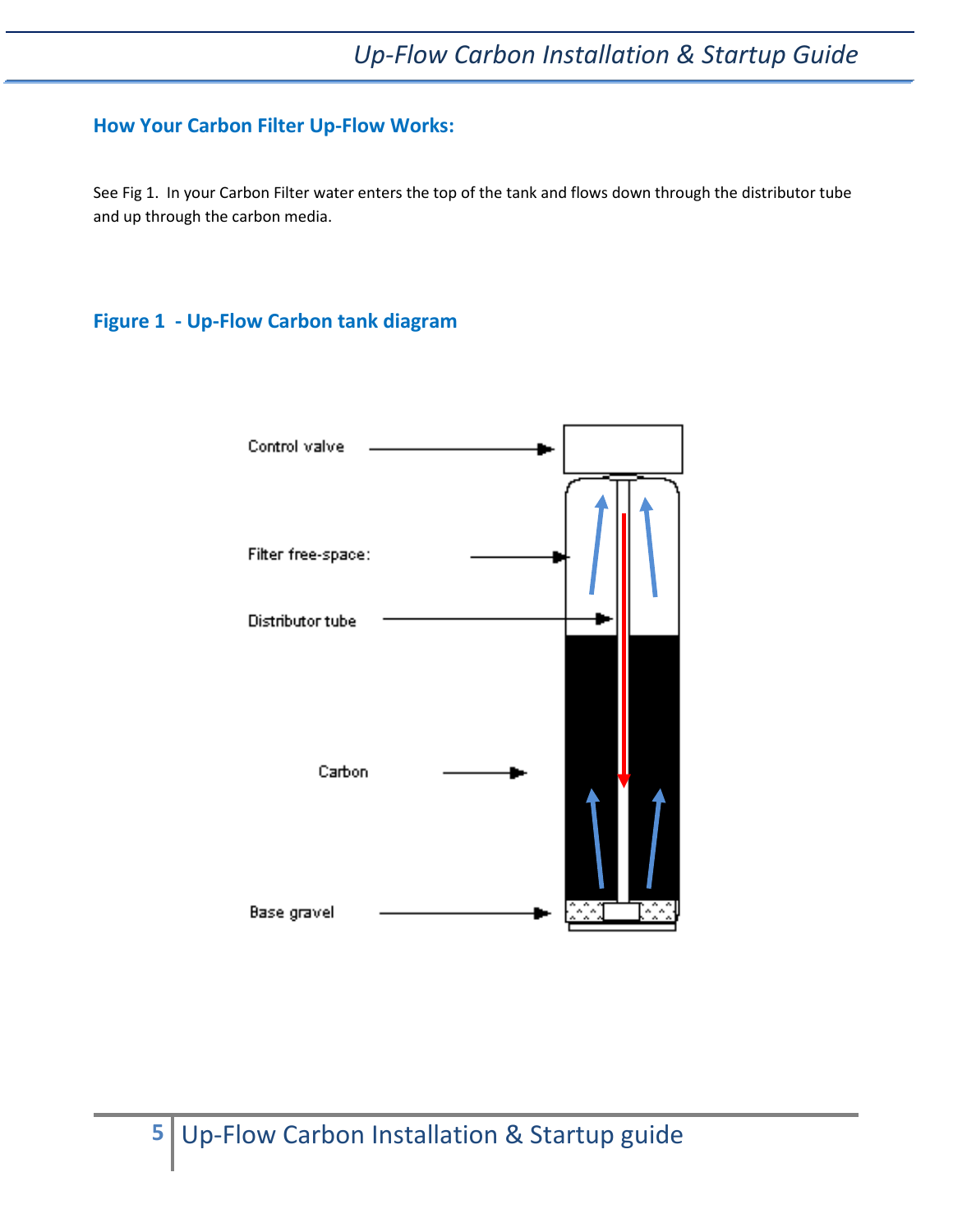## How Your Carbon Filter Up-Flow Works:

See Fig 1. In your Carbon Filter water enters the top of the tank and flows down through the distributor tube and up through the carbon media.

## Figure 1 - Up-Flow Carbon tank diagram

Control valve

Filter free-space:

Distributor tube

Carbon

Base gravel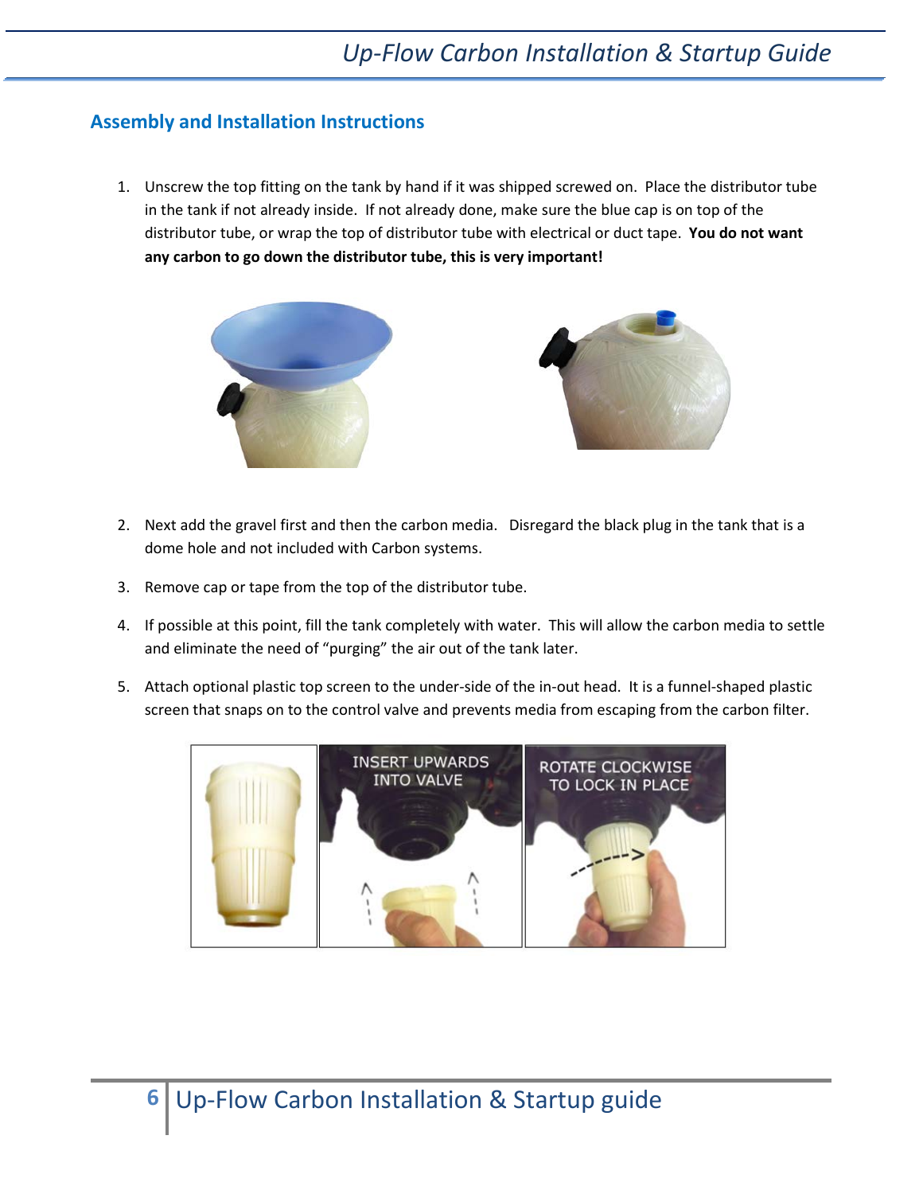## Assembly and Installation Instructions

1. Unscrew the top fitting on the tank by hand if it was shipped screwed on. Place the distributor tube in the tank if not already inside. If not already done, make sure the blue cap is on top of the distributor tube, or wrap the top of distributor tube with electrical or duct tape. **You do not want any carbon to go down the distributor tube, this is very important!**

2. Next add the gravel first and then the carbon media. Disregard the black plug in the tank that is a dome hole and not included with Carbon systems.

3. Remove cap or tape from the top of the distributor tube.

4. If possible at this point, fill the tank completely with water. This will allow the carbon media to settle and eliminate the need of "purging" the air out of the tank later.

5. Attach optional plastic top screen to the under-side of the in-out head. It is a funnel-shaped plastic screen that snaps on to the control valve and prevents media from escaping from the carbon filter.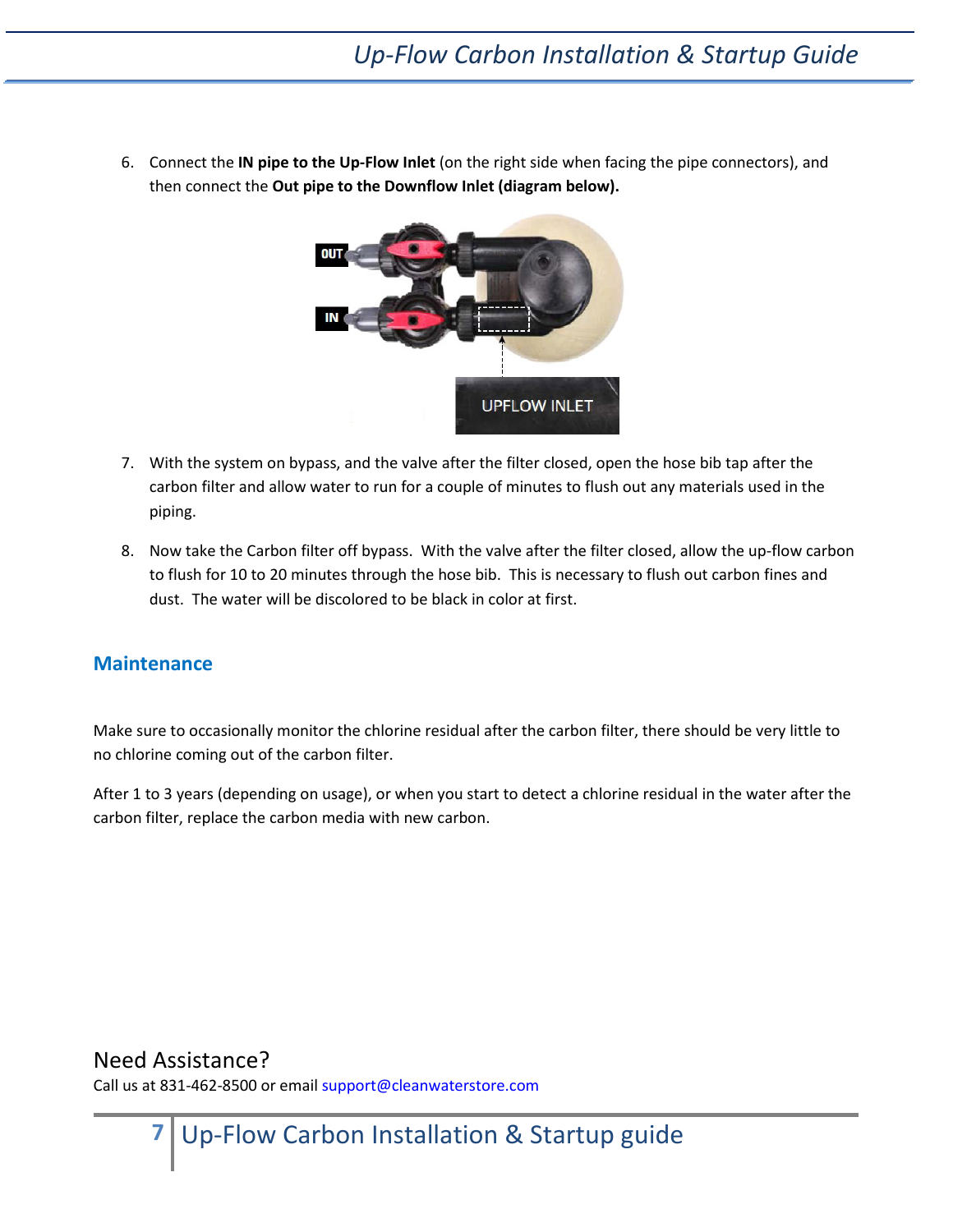6. Connect the **IN pipe to the Up-Flow Inlet** (on the right side when facing the pipe connectors), and then connect the **Out pipe to the Downflow Inlet (diagram below).**

OUT

IN

UPFLOW INLET

7. With the system on bypass, and the valve after the filter closed, open the hose bib tap after the carbon filter and allow water to run for a couple of minutes to flush out any materials used in the piping.

8. Now take the Carbon filter off bypass. With the valve after the filter closed, allow the up-flow carbon to flush for 10 to 20 minutes through the hose bib. This is necessary to flush out carbon fines and dust. The water will be discolored to be black in color at first.

## Maintenance

Make sure to occasionally monitor the chlorine residual after the carbon filter, there should be very little to no chlorine coming out of the carbon filter.

After 1 to 3 years (depending on usage), or when you start to detect a chlorine residual in the water after the carbon filter, replace the carbon media with new carbon.

## Need Assistance?

Call us at 831-462-8500 or email support@cleanwaterstore.com